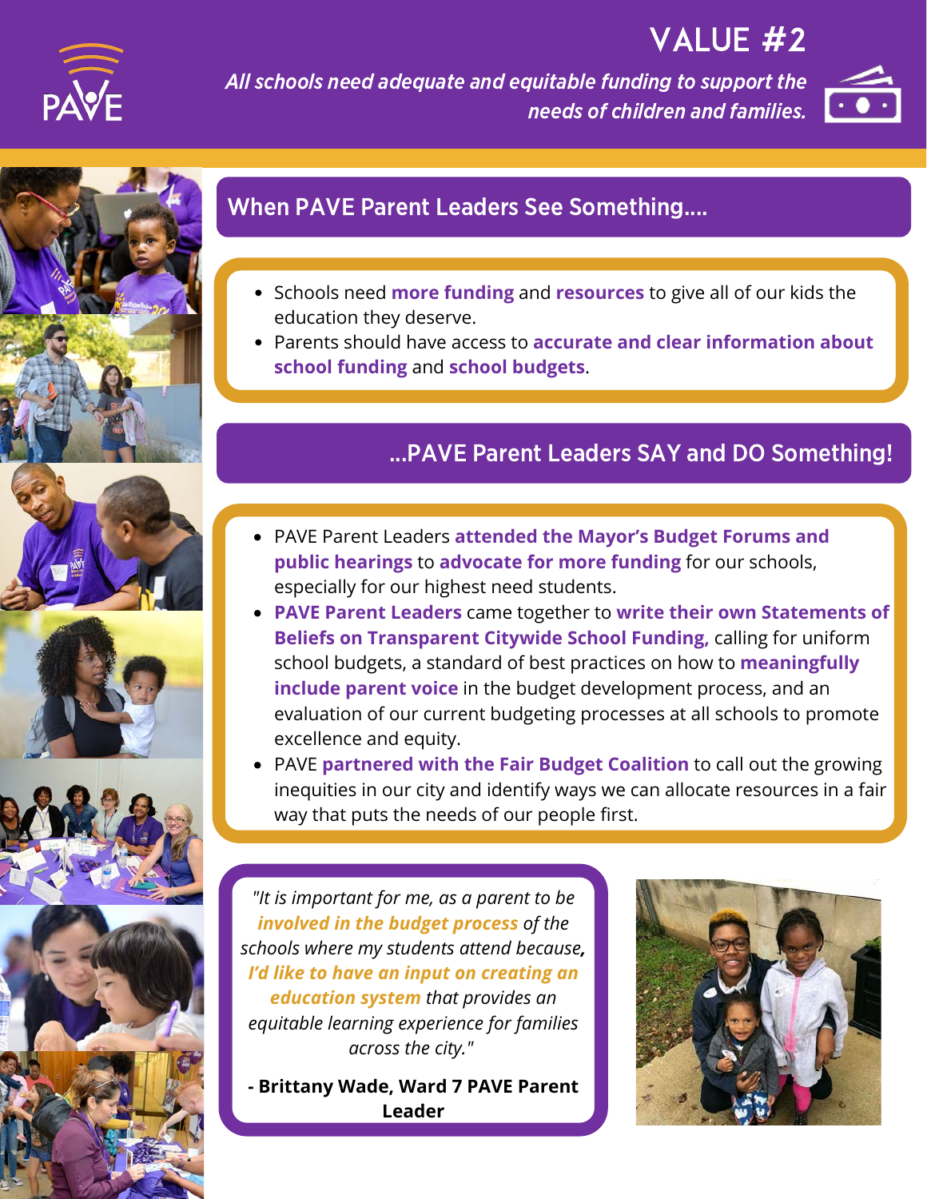PAVE

# VALUE #2

*All schools need adequate and equitable funding to support the needs of children and families.*

## When PAVE Parent Leaders See Something....

- Schools need **more funding** and **resources** to give all of our kids the education they deserve.
- Parents should have access to **accurate and clear information about school funding** and **school budgets**.

## ...PAVE Parent Leaders SAY and DO Something!

- PAVE Parent Leaders **attended the Mayor's Budget Forums and public hearings** to **advocate for more funding** for our schools, especially for our highest need students.
- **PAVE Parent Leaders** came together to **write their own Statements of Beliefs on Transparent Citywide School Funding,** calling for uniform school budgets, a standard of best practices on how to **meaningfully include parent voice** in the budget development process, and an evaluation of our current budgeting processes at all schools to promote excellence and equity.
- PAVE **partnered with the Fair Budget Coalition** to call out the growing inequities in our city and identify ways we can allocate resources in a fair way that puts the needs of our people first.

*"It is important for me, as a parent to be **involved in the budget process** of the schools where my students attend because, **I'd like to have an input on creating an education system** that provides an equitable learning experience for families across the city."*

**- Brittany Wade, Ward 7 PAVE Parent Leader**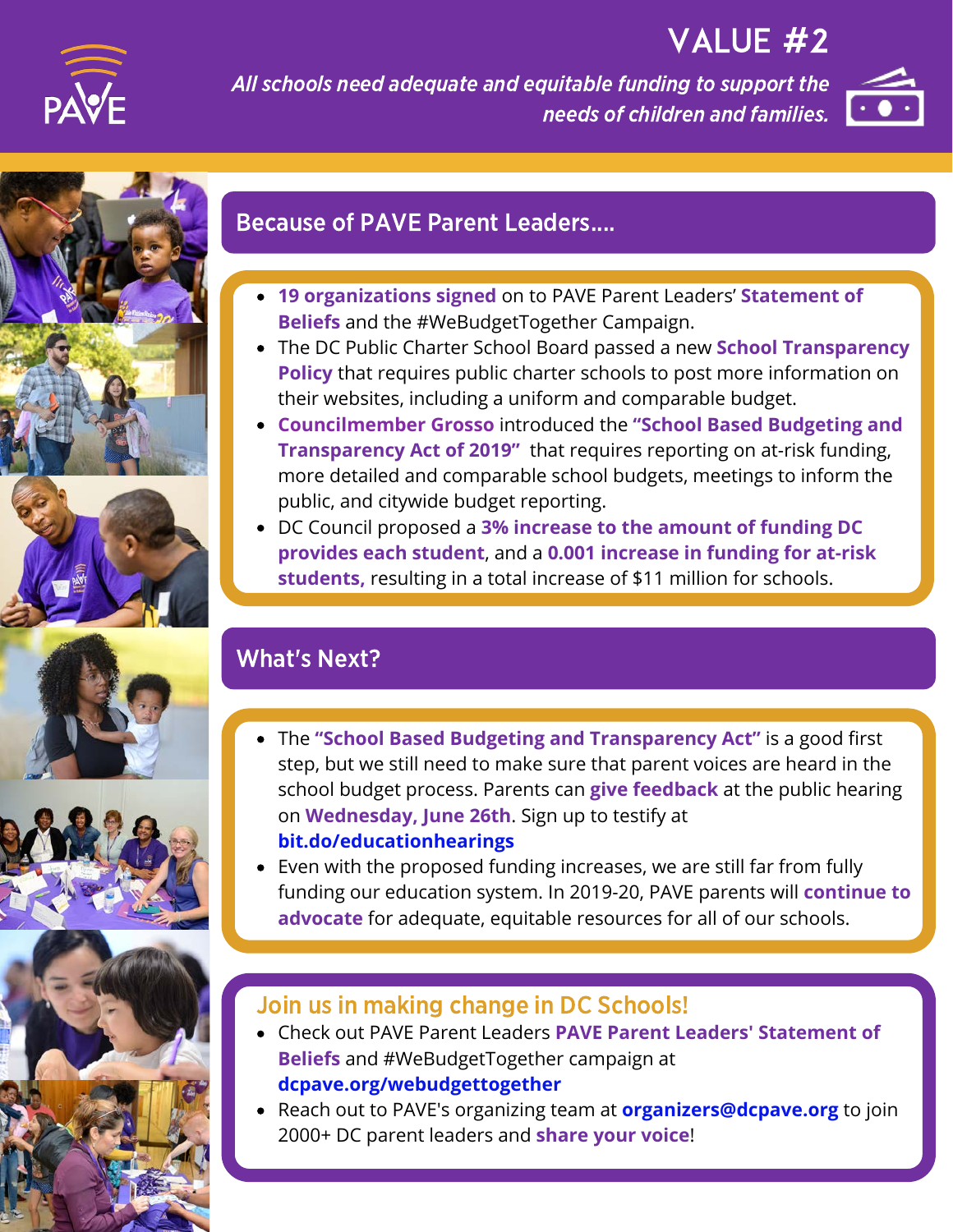PAVE

# VALUE #2

*All schools need adequate and equitable funding to support the needs of children and families.*

## Because of PAVE Parent Leaders....

- **19 organizations signed** on to PAVE Parent Leaders' **Statement of Beliefs** and the #WeBudgetTogether Campaign.
- The DC Public Charter School Board passed a new **School Transparency Policy** that requires public charter schools to post more information on their websites, including a uniform and comparable budget.
- **Councilmember Grosso** introduced the **"School Based Budgeting and Transparency Act of 2019"** that requires reporting on at-risk funding, more detailed and comparable school budgets, meetings to inform the public, and citywide budget reporting.
- DC Council proposed a **3% increase to the amount of funding DC provides each student**, and a **0.001 increase in funding for at-risk students,** resulting in a total increase of $11 million for schools.

## What's Next?

- The **"School Based Budgeting and Transparency Act"** is a good first step, but we still need to make sure that parent voices are heard in the school budget process. Parents can **give feedback** at the public hearing on **Wednesday, June 26th**. Sign up to testify at **bit.do/educationhearings**
- Even with the proposed funding increases, we are still far from fully funding our education system. In 2019-20, PAVE parents will **continue to advocate** for adequate, equitable resources for all of our schools.

## Join us in making change in DC Schools!

- Check out PAVE Parent Leaders **PAVE Parent Leaders' Statement of Beliefs** and #WeBudgetTogether campaign at **dcpave.org/webudgettogether**
- Reach out to PAVE's organizing team at **organizers@dcpave.org** to join 2000+ DC parent leaders and **share your voice**!